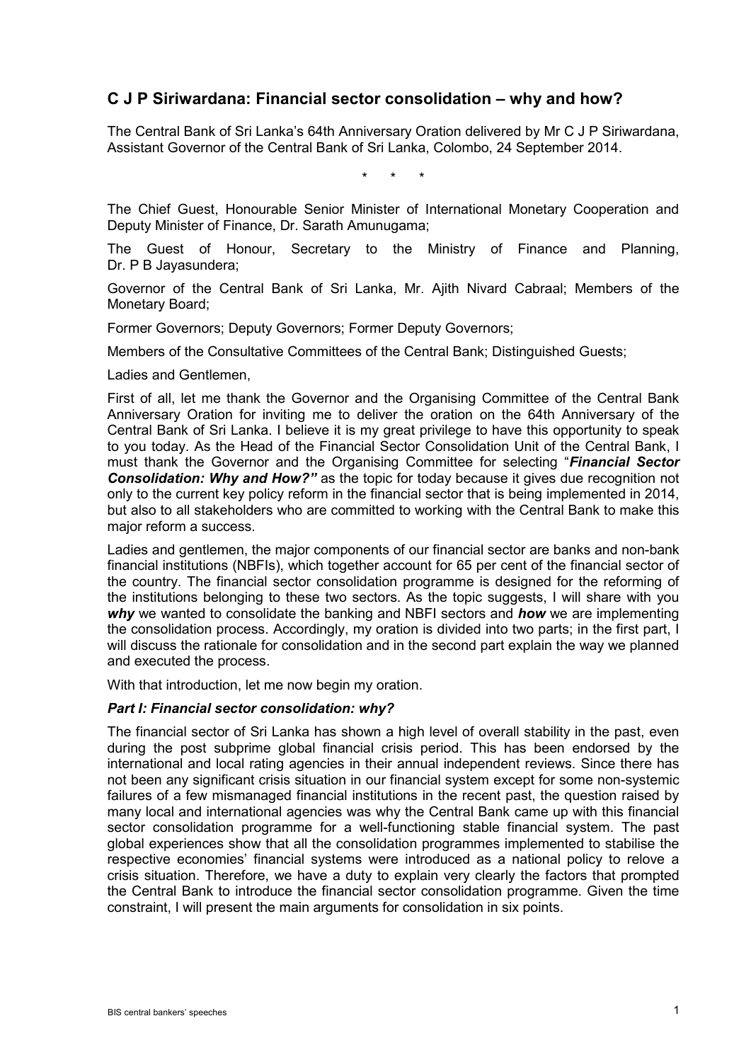## C J P Siriwardana: Financial sector consolidation – why and how?

The Central Bank of Sri Lanka's 64th Anniversary Oration delivered by Mr C J P Siriwardana, Assistant Governor of the Central Bank of Sri Lanka, Colombo, 24 September 2014.

\* \* \*

The Chief Guest, Honourable Senior Minister of International Monetary Cooperation and Deputy Minister of Finance, Dr. Sarath Amunugama;

The Guest of Honour, Secretary to the Ministry of Finance and Planning, Dr. P B Jayasundera;

Governor of the Central Bank of Sri Lanka, Mr. Ajith Nivard Cabraal; Members of the Monetary Board;

Former Governors; Deputy Governors; Former Deputy Governors;

Members of the Consultative Committees of the Central Bank; Distinguished Guests;

Ladies and Gentlemen,

First of all, let me thank the Governor and the Organising Committee of the Central Bank Anniversary Oration for inviting me to deliver the oration on the 64th Anniversary of the Central Bank of Sri Lanka. I believe it is my great privilege to have this opportunity to speak to you today. As the Head of the Financial Sector Consolidation Unit of the Central Bank, I must thank the Governor and the Organising Committee for selecting "***Financial Sector Consolidation: Why and How?"*** as the topic for today because it gives due recognition not only to the current key policy reform in the financial sector that is being implemented in 2014, but also to all stakeholders who are committed to working with the Central Bank to make this major reform a success.

Ladies and gentlemen, the major components of our financial sector are banks and non-bank financial institutions (NBFIs), which together account for 65 per cent of the financial sector of the country. The financial sector consolidation programme is designed for the reforming of the institutions belonging to these two sectors. As the topic suggests, I will share with you ***why*** we wanted to consolidate the banking and NBFI sectors and ***how*** we are implementing the consolidation process. Accordingly, my oration is divided into two parts; in the first part, I will discuss the rationale for consolidation and in the second part explain the way we planned and executed the process.

With that introduction, let me now begin my oration.

### *Part I: Financial sector consolidation: why?*

The financial sector of Sri Lanka has shown a high level of overall stability in the past, even during the post subprime global financial crisis period. This has been endorsed by the international and local rating agencies in their annual independent reviews. Since there has not been any significant crisis situation in our financial system except for some non-systemic failures of a few mismanaged financial institutions in the recent past, the question raised by many local and international agencies was why the Central Bank came up with this financial sector consolidation programme for a well-functioning stable financial system. The past global experiences show that all the consolidation programmes implemented to stabilise the respective economies' financial systems were introduced as a national policy to relove a crisis situation. Therefore, we have a duty to explain very clearly the factors that prompted the Central Bank to introduce the financial sector consolidation programme. Given the time constraint, I will present the main arguments for consolidation in six points.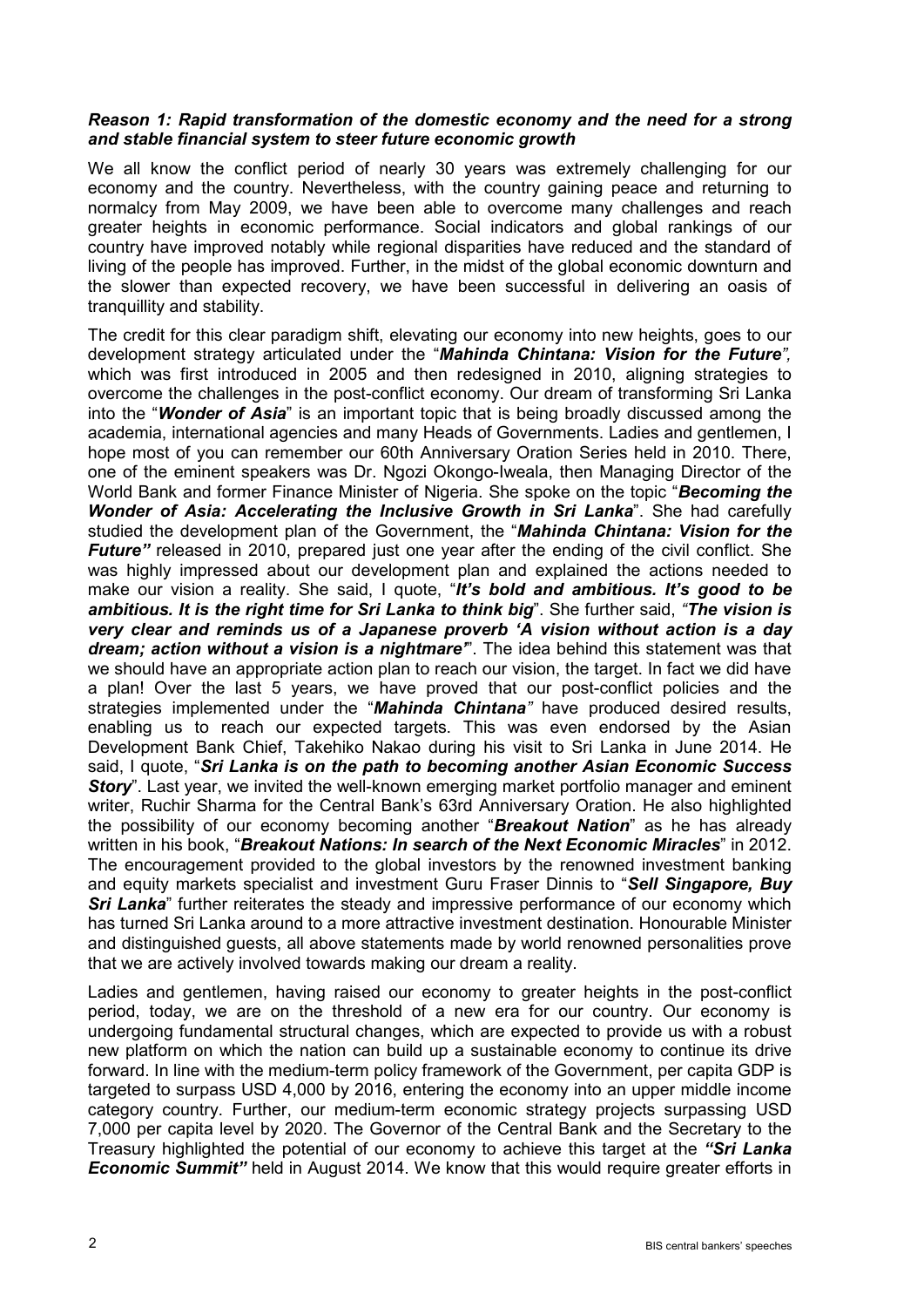***Reason 1: Rapid transformation of the domestic economy and the need for a strong and stable financial system to steer future economic growth***

We all know the conflict period of nearly 30 years was extremely challenging for our economy and the country. Nevertheless, with the country gaining peace and returning to normalcy from May 2009, we have been able to overcome many challenges and reach greater heights in economic performance. Social indicators and global rankings of our country have improved notably while regional disparities have reduced and the standard of living of the people has improved. Further, in the midst of the global economic downturn and the slower than expected recovery, we have been successful in delivering an oasis of tranquillity and stability.

The credit for this clear paradigm shift, elevating our economy into new heights, goes to our development strategy articulated under the "***Mahinda Chintana: Vision for the Future***", which was first introduced in 2005 and then redesigned in 2010, aligning strategies to overcome the challenges in the post-conflict economy. Our dream of transforming Sri Lanka into the "***Wonder of Asia***" is an important topic that is being broadly discussed among the academia, international agencies and many Heads of Governments. Ladies and gentlemen, I hope most of you can remember our 60th Anniversary Oration Series held in 2010. There, one of the eminent speakers was Dr. Ngozi Okongo-Iweala, then Managing Director of the World Bank and former Finance Minister of Nigeria. She spoke on the topic "***Becoming the Wonder of Asia: Accelerating the Inclusive Growth in Sri Lanka***". She had carefully studied the development plan of the Government, the "***Mahinda Chintana: Vision for the Future***" released in 2010, prepared just one year after the ending of the civil conflict. She was highly impressed about our development plan and explained the actions needed to make our vision a reality. She said, I quote, "***It's bold and ambitious. It's good to be ambitious. It is the right time for Sri Lanka to think big***". She further said, "***The vision is very clear and reminds us of a Japanese proverb 'A vision without action is a day dream; action without a vision is a nightmare'***". The idea behind this statement was that we should have an appropriate action plan to reach our vision, the target. In fact we did have a plan! Over the last 5 years, we have proved that our post-conflict policies and the strategies implemented under the "***Mahinda Chintana***" have produced desired results, enabling us to reach our expected targets. This was even endorsed by the Asian Development Bank Chief, Takehiko Nakao during his visit to Sri Lanka in June 2014. He said, I quote, "***Sri Lanka is on the path to becoming another Asian Economic Success Story***". Last year, we invited the well-known emerging market portfolio manager and eminent writer, Ruchir Sharma for the Central Bank's 63rd Anniversary Oration. He also highlighted the possibility of our economy becoming another "***Breakout Nation***" as he has already written in his book, "***Breakout Nations: In search of the Next Economic Miracles***" in 2012. The encouragement provided to the global investors by the renowned investment banking and equity markets specialist and investment Guru Fraser Dinnis to "***Sell Singapore, Buy Sri Lanka***" further reiterates the steady and impressive performance of our economy which has turned Sri Lanka around to a more attractive investment destination. Honourable Minister and distinguished guests, all above statements made by world renowned personalities prove that we are actively involved towards making our dream a reality.

Ladies and gentlemen, having raised our economy to greater heights in the post-conflict period, today, we are on the threshold of a new era for our country. Our economy is undergoing fundamental structural changes, which are expected to provide us with a robust new platform on which the nation can build up a sustainable economy to continue its drive forward. In line with the medium-term policy framework of the Government, per capita GDP is targeted to surpass USD 4,000 by 2016, entering the economy into an upper middle income category country. Further, our medium-term economic strategy projects surpassing USD 7,000 per capita level by 2020. The Governor of the Central Bank and the Secretary to the Treasury highlighted the potential of our economy to achieve this target at the "***Sri Lanka Economic Summit***" held in August 2014. We know that this would require greater efforts in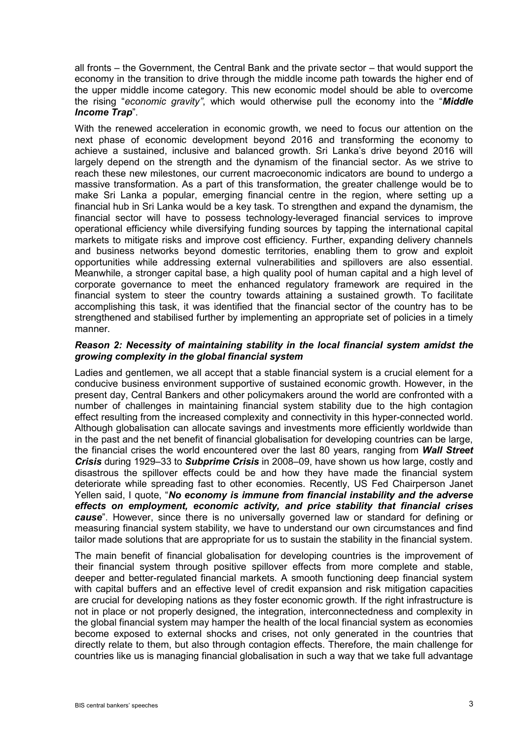all fronts – the Government, the Central Bank and the private sector – that would support the economy in the transition to drive through the middle income path towards the higher end of the upper middle income category. This new economic model should be able to overcome the rising "*economic gravity"*, which would otherwise pull the economy into the "***Middle Income Trap***".

With the renewed acceleration in economic growth, we need to focus our attention on the next phase of economic development beyond 2016 and transforming the economy to achieve a sustained, inclusive and balanced growth. Sri Lanka's drive beyond 2016 will largely depend on the strength and the dynamism of the financial sector. As we strive to reach these new milestones, our current macroeconomic indicators are bound to undergo a massive transformation. As a part of this transformation, the greater challenge would be to make Sri Lanka a popular, emerging financial centre in the region, where setting up a financial hub in Sri Lanka would be a key task. To strengthen and expand the dynamism, the financial sector will have to possess technology-leveraged financial services to improve operational efficiency while diversifying funding sources by tapping the international capital markets to mitigate risks and improve cost efficiency. Further, expanding delivery channels and business networks beyond domestic territories, enabling them to grow and exploit opportunities while addressing external vulnerabilities and spillovers are also essential. Meanwhile, a stronger capital base, a high quality pool of human capital and a high level of corporate governance to meet the enhanced regulatory framework are required in the financial system to steer the country towards attaining a sustained growth. To facilitate accomplishing this task, it was identified that the financial sector of the country has to be strengthened and stabilised further by implementing an appropriate set of policies in a timely manner.

***Reason 2: Necessity of maintaining stability in the local financial system amidst the growing complexity in the global financial system***

Ladies and gentlemen, we all accept that a stable financial system is a crucial element for a conducive business environment supportive of sustained economic growth. However, in the present day, Central Bankers and other policymakers around the world are confronted with a number of challenges in maintaining financial system stability due to the high contagion effect resulting from the increased complexity and connectivity in this hyper-connected world. Although globalisation can allocate savings and investments more efficiently worldwide than in the past and the net benefit of financial globalisation for developing countries can be large, the financial crises the world encountered over the last 80 years, ranging from ***Wall Street Crisis*** during 1929–33 to ***Subprime Crisis*** in 2008–09, have shown us how large, costly and disastrous the spillover effects could be and how they have made the financial system deteriorate while spreading fast to other economies. Recently, US Fed Chairperson Janet Yellen said, I quote, "***No economy is immune from financial instability and the adverse effects on employment, economic activity, and price stability that financial crises cause***". However, since there is no universally governed law or standard for defining or measuring financial system stability, we have to understand our own circumstances and find tailor made solutions that are appropriate for us to sustain the stability in the financial system.

The main benefit of financial globalisation for developing countries is the improvement of their financial system through positive spillover effects from more complete and stable, deeper and better-regulated financial markets. A smooth functioning deep financial system with capital buffers and an effective level of credit expansion and risk mitigation capacities are crucial for developing nations as they foster economic growth. If the right infrastructure is not in place or not properly designed, the integration, interconnectedness and complexity in the global financial system may hamper the health of the local financial system as economies become exposed to external shocks and crises, not only generated in the countries that directly relate to them, but also through contagion effects. Therefore, the main challenge for countries like us is managing financial globalisation in such a way that we take full advantage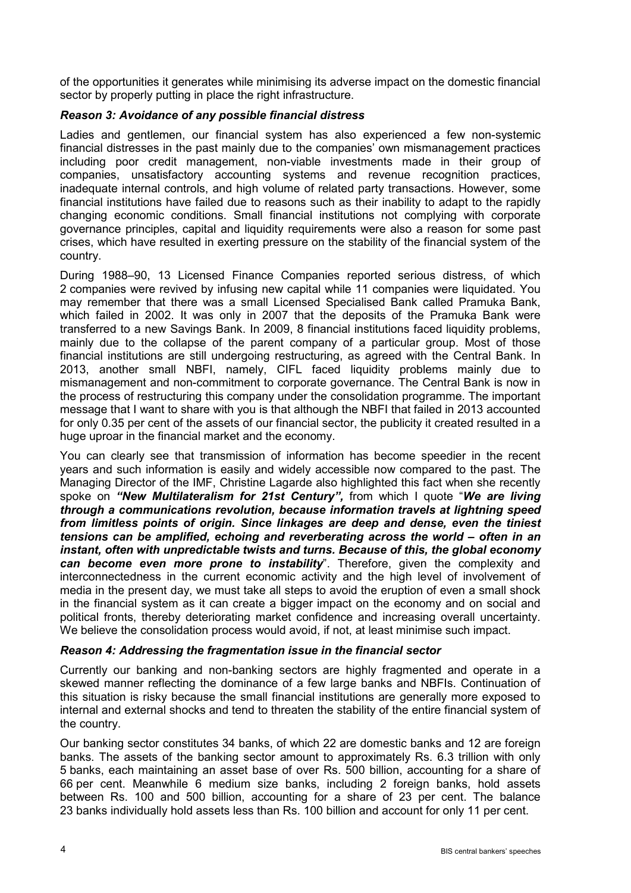of the opportunities it generates while minimising its adverse impact on the domestic financial sector by properly putting in place the right infrastructure.

### *Reason 3: Avoidance of any possible financial distress*

Ladies and gentlemen, our financial system has also experienced a few non-systemic financial distresses in the past mainly due to the companies' own mismanagement practices including poor credit management, non-viable investments made in their group of companies, unsatisfactory accounting systems and revenue recognition practices, inadequate internal controls, and high volume of related party transactions. However, some financial institutions have failed due to reasons such as their inability to adapt to the rapidly changing economic conditions. Small financial institutions not complying with corporate governance principles, capital and liquidity requirements were also a reason for some past crises, which have resulted in exerting pressure on the stability of the financial system of the country.

During 1988–90, 13 Licensed Finance Companies reported serious distress, of which 2 companies were revived by infusing new capital while 11 companies were liquidated. You may remember that there was a small Licensed Specialised Bank called Pramuka Bank, which failed in 2002. It was only in 2007 that the deposits of the Pramuka Bank were transferred to a new Savings Bank. In 2009, 8 financial institutions faced liquidity problems, mainly due to the collapse of the parent company of a particular group. Most of those financial institutions are still undergoing restructuring, as agreed with the Central Bank. In 2013, another small NBFI, namely, CIFL faced liquidity problems mainly due to mismanagement and non-commitment to corporate governance. The Central Bank is now in the process of restructuring this company under the consolidation programme. The important message that I want to share with you is that although the NBFI that failed in 2013 accounted for only 0.35 per cent of the assets of our financial sector, the publicity it created resulted in a huge uproar in the financial market and the economy.

You can clearly see that transmission of information has become speedier in the recent years and such information is easily and widely accessible now compared to the past. The Managing Director of the IMF, Christine Lagarde also highlighted this fact when she recently spoke on ***"New Multilateralism for 21st Century",*** from which I quote "***We are living through a communications revolution, because information travels at lightning speed from limitless points of origin. Since linkages are deep and dense, even the tiniest tensions can be amplified, echoing and reverberating across the world – often in an instant, often with unpredictable twists and turns. Because of this, the global economy can become even more prone to instability***". Therefore, given the complexity and interconnectedness in the current economic activity and the high level of involvement of media in the present day, we must take all steps to avoid the eruption of even a small shock in the financial system as it can create a bigger impact on the economy and on social and political fronts, thereby deteriorating market confidence and increasing overall uncertainty. We believe the consolidation process would avoid, if not, at least minimise such impact.

### *Reason 4: Addressing the fragmentation issue in the financial sector*

Currently our banking and non-banking sectors are highly fragmented and operate in a skewed manner reflecting the dominance of a few large banks and NBFIs. Continuation of this situation is risky because the small financial institutions are generally more exposed to internal and external shocks and tend to threaten the stability of the entire financial system of the country.

Our banking sector constitutes 34 banks, of which 22 are domestic banks and 12 are foreign banks. The assets of the banking sector amount to approximately Rs. 6.3 trillion with only 5 banks, each maintaining an asset base of over Rs. 500 billion, accounting for a share of 66 per cent. Meanwhile 6 medium size banks, including 2 foreign banks, hold assets between Rs. 100 and 500 billion, accounting for a share of 23 per cent. The balance 23 banks individually hold assets less than Rs. 100 billion and account for only 11 per cent.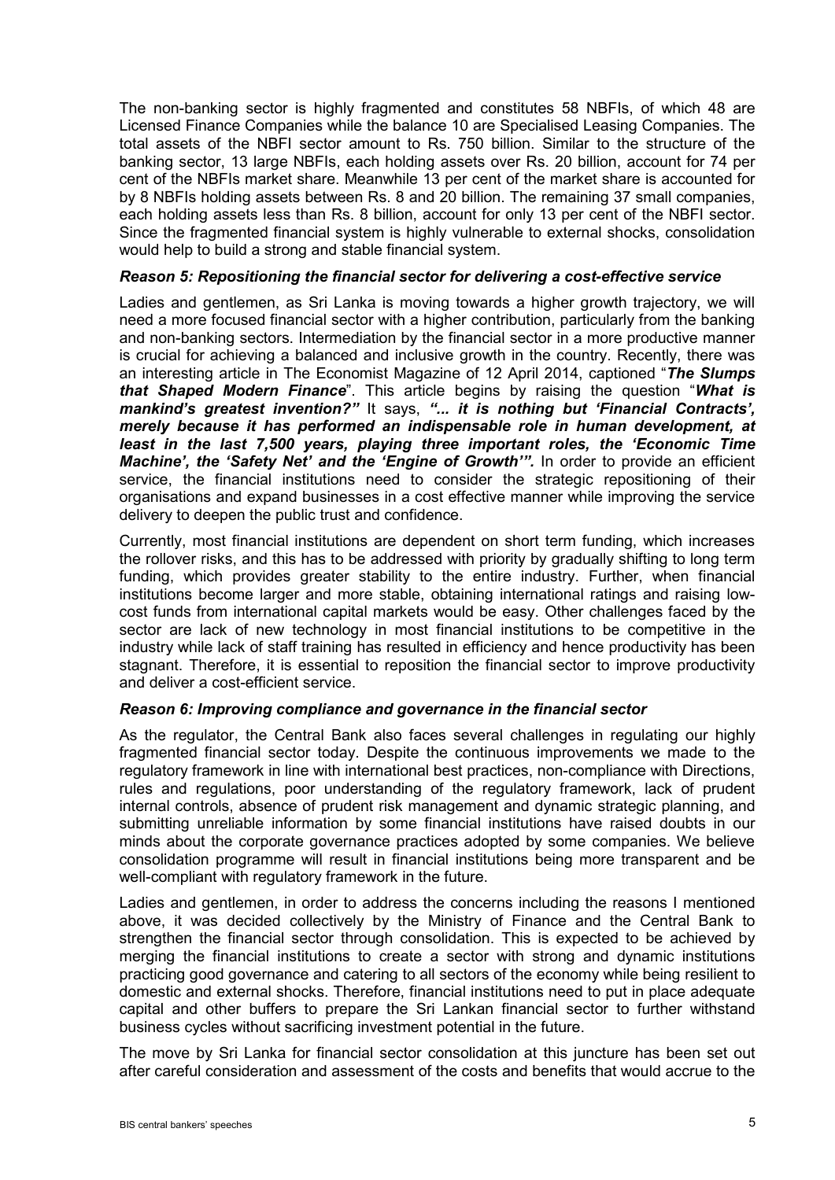The non-banking sector is highly fragmented and constitutes 58 NBFIs, of which 48 are Licensed Finance Companies while the balance 10 are Specialised Leasing Companies. The total assets of the NBFI sector amount to Rs. 750 billion. Similar to the structure of the banking sector, 13 large NBFIs, each holding assets over Rs. 20 billion, account for 74 per cent of the NBFIs market share. Meanwhile 13 per cent of the market share is accounted for by 8 NBFIs holding assets between Rs. 8 and 20 billion. The remaining 37 small companies, each holding assets less than Rs. 8 billion, account for only 13 per cent of the NBFI sector. Since the fragmented financial system is highly vulnerable to external shocks, consolidation would help to build a strong and stable financial system.

### *Reason 5: Repositioning the financial sector for delivering a cost-effective service*

Ladies and gentlemen, as Sri Lanka is moving towards a higher growth trajectory, we will need a more focused financial sector with a higher contribution, particularly from the banking and non-banking sectors. Intermediation by the financial sector in a more productive manner is crucial for achieving a balanced and inclusive growth in the country. Recently, there was an interesting article in The Economist Magazine of 12 April 2014, captioned "***The Slumps that Shaped Modern Finance***". This article begins by raising the question "***What is mankind's greatest invention?"*** It says, ***"... it is nothing but 'Financial Contracts', merely because it has performed an indispensable role in human development, at least in the last 7,500 years, playing three important roles, the 'Economic Time Machine', the 'Safety Net' and the 'Engine of Growth'".*** In order to provide an efficient service, the financial institutions need to consider the strategic repositioning of their organisations and expand businesses in a cost effective manner while improving the service delivery to deepen the public trust and confidence.

Currently, most financial institutions are dependent on short term funding, which increases the rollover risks, and this has to be addressed with priority by gradually shifting to long term funding, which provides greater stability to the entire industry. Further, when financial institutions become larger and more stable, obtaining international ratings and raising low-cost funds from international capital markets would be easy. Other challenges faced by the sector are lack of new technology in most financial institutions to be competitive in the industry while lack of staff training has resulted in efficiency and hence productivity has been stagnant. Therefore, it is essential to reposition the financial sector to improve productivity and deliver a cost-efficient service.

### *Reason 6: Improving compliance and governance in the financial sector*

As the regulator, the Central Bank also faces several challenges in regulating our highly fragmented financial sector today. Despite the continuous improvements we made to the regulatory framework in line with international best practices, non-compliance with Directions, rules and regulations, poor understanding of the regulatory framework, lack of prudent internal controls, absence of prudent risk management and dynamic strategic planning, and submitting unreliable information by some financial institutions have raised doubts in our minds about the corporate governance practices adopted by some companies. We believe consolidation programme will result in financial institutions being more transparent and be well-compliant with regulatory framework in the future.

Ladies and gentlemen, in order to address the concerns including the reasons I mentioned above, it was decided collectively by the Ministry of Finance and the Central Bank to strengthen the financial sector through consolidation. This is expected to be achieved by merging the financial institutions to create a sector with strong and dynamic institutions practicing good governance and catering to all sectors of the economy while being resilient to domestic and external shocks. Therefore, financial institutions need to put in place adequate capital and other buffers to prepare the Sri Lankan financial sector to further withstand business cycles without sacrificing investment potential in the future.

The move by Sri Lanka for financial sector consolidation at this juncture has been set out after careful consideration and assessment of the costs and benefits that would accrue to the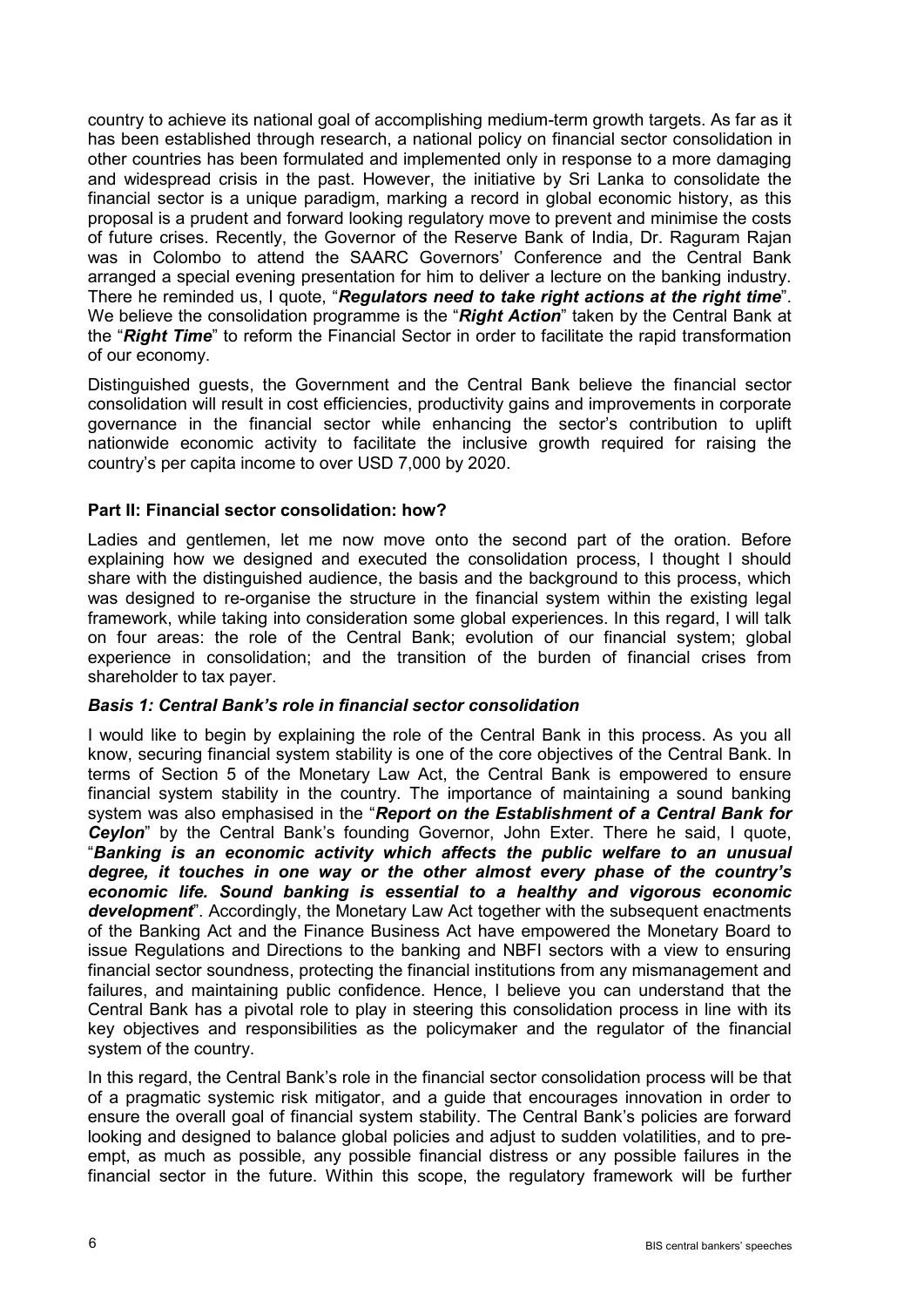country to achieve its national goal of accomplishing medium-term growth targets. As far as it has been established through research, a national policy on financial sector consolidation in other countries has been formulated and implemented only in response to a more damaging and widespread crisis in the past. However, the initiative by Sri Lanka to consolidate the financial sector is a unique paradigm, marking a record in global economic history, as this proposal is a prudent and forward looking regulatory move to prevent and minimise the costs of future crises. Recently, the Governor of the Reserve Bank of India, Dr. Raguram Rajan was in Colombo to attend the SAARC Governors' Conference and the Central Bank arranged a special evening presentation for him to deliver a lecture on the banking industry. There he reminded us, I quote, "***Regulators need to take right actions at the right time***". We believe the consolidation programme is the "***Right Action***" taken by the Central Bank at the "***Right Time***" to reform the Financial Sector in order to facilitate the rapid transformation of our economy.

Distinguished guests, the Government and the Central Bank believe the financial sector consolidation will result in cost efficiencies, productivity gains and improvements in corporate governance in the financial sector while enhancing the sector's contribution to uplift nationwide economic activity to facilitate the inclusive growth required for raising the country's per capita income to over USD 7,000 by 2020.

## Part II: Financial sector consolidation: how?

Ladies and gentlemen, let me now move onto the second part of the oration. Before explaining how we designed and executed the consolidation process, I thought I should share with the distinguished audience, the basis and the background to this process, which was designed to re-organise the structure in the financial system within the existing legal framework, while taking into consideration some global experiences. In this regard, I will talk on four areas: the role of the Central Bank; evolution of our financial system; global experience in consolidation; and the transition of the burden of financial crises from shareholder to tax payer.

### *Basis 1: Central Bank's role in financial sector consolidation*

I would like to begin by explaining the role of the Central Bank in this process. As you all know, securing financial system stability is one of the core objectives of the Central Bank. In terms of Section 5 of the Monetary Law Act, the Central Bank is empowered to ensure financial system stability in the country. The importance of maintaining a sound banking system was also emphasised in the "***Report on the Establishment of a Central Bank for Ceylon***" by the Central Bank's founding Governor, John Exter. There he said, I quote, "***Banking is an economic activity which affects the public welfare to an unusual degree, it touches in one way or the other almost every phase of the country's economic life. Sound banking is essential to a healthy and vigorous economic development***". Accordingly, the Monetary Law Act together with the subsequent enactments of the Banking Act and the Finance Business Act have empowered the Monetary Board to issue Regulations and Directions to the banking and NBFI sectors with a view to ensuring financial sector soundness, protecting the financial institutions from any mismanagement and failures, and maintaining public confidence. Hence, I believe you can understand that the Central Bank has a pivotal role to play in steering this consolidation process in line with its key objectives and responsibilities as the policymaker and the regulator of the financial system of the country.

In this regard, the Central Bank's role in the financial sector consolidation process will be that of a pragmatic systemic risk mitigator, and a guide that encourages innovation in order to ensure the overall goal of financial system stability. The Central Bank's policies are forward looking and designed to balance global policies and adjust to sudden volatilities, and to pre-empt, as much as possible, any possible financial distress or any possible failures in the financial sector in the future. Within this scope, the regulatory framework will be further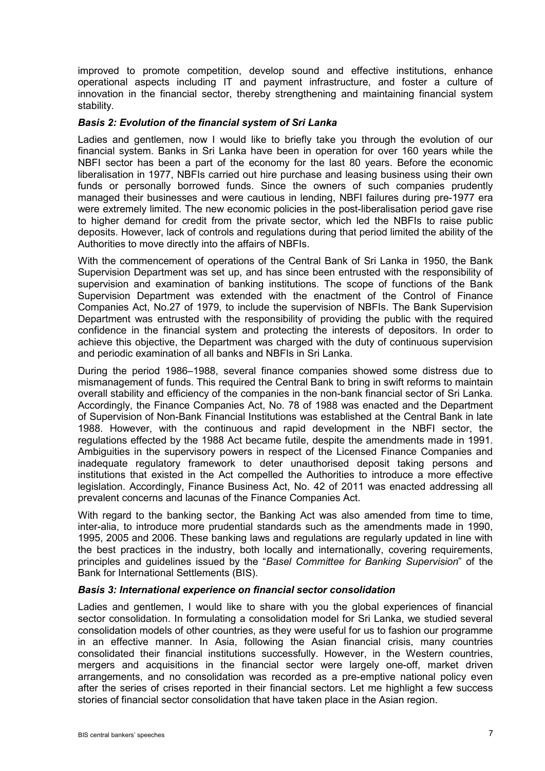improved to promote competition, develop sound and effective institutions, enhance operational aspects including IT and payment infrastructure, and foster a culture of innovation in the financial sector, thereby strengthening and maintaining financial system stability.

***Basis 2: Evolution of the financial system of Sri Lanka***

Ladies and gentlemen, now I would like to briefly take you through the evolution of our financial system. Banks in Sri Lanka have been in operation for over 160 years while the NBFI sector has been a part of the economy for the last 80 years. Before the economic liberalisation in 1977, NBFIs carried out hire purchase and leasing business using their own funds or personally borrowed funds. Since the owners of such companies prudently managed their businesses and were cautious in lending, NBFI failures during pre-1977 era were extremely limited. The new economic policies in the post-liberalisation period gave rise to higher demand for credit from the private sector, which led the NBFIs to raise public deposits. However, lack of controls and regulations during that period limited the ability of the Authorities to move directly into the affairs of NBFIs.

With the commencement of operations of the Central Bank of Sri Lanka in 1950, the Bank Supervision Department was set up, and has since been entrusted with the responsibility of supervision and examination of banking institutions. The scope of functions of the Bank Supervision Department was extended with the enactment of the Control of Finance Companies Act, No.27 of 1979, to include the supervision of NBFIs. The Bank Supervision Department was entrusted with the responsibility of providing the public with the required confidence in the financial system and protecting the interests of depositors. In order to achieve this objective, the Department was charged with the duty of continuous supervision and periodic examination of all banks and NBFIs in Sri Lanka.

During the period 1986–1988, several finance companies showed some distress due to mismanagement of funds. This required the Central Bank to bring in swift reforms to maintain overall stability and efficiency of the companies in the non-bank financial sector of Sri Lanka. Accordingly, the Finance Companies Act, No. 78 of 1988 was enacted and the Department of Supervision of Non-Bank Financial Institutions was established at the Central Bank in late 1988. However, with the continuous and rapid development in the NBFI sector, the regulations effected by the 1988 Act became futile, despite the amendments made in 1991. Ambiguities in the supervisory powers in respect of the Licensed Finance Companies and inadequate regulatory framework to deter unauthorised deposit taking persons and institutions that existed in the Act compelled the Authorities to introduce a more effective legislation. Accordingly, Finance Business Act, No. 42 of 2011 was enacted addressing all prevalent concerns and lacunas of the Finance Companies Act.

With regard to the banking sector, the Banking Act was also amended from time to time, inter-alia, to introduce more prudential standards such as the amendments made in 1990, 1995, 2005 and 2006. These banking laws and regulations are regularly updated in line with the best practices in the industry, both locally and internationally, covering requirements, principles and guidelines issued by the "*Basel Committee for Banking Supervision*" of the Bank for International Settlements (BIS).

***Basis 3: International experience on financial sector consolidation***

Ladies and gentlemen, I would like to share with you the global experiences of financial sector consolidation. In formulating a consolidation model for Sri Lanka, we studied several consolidation models of other countries, as they were useful for us to fashion our programme in an effective manner. In Asia, following the Asian financial crisis, many countries consolidated their financial institutions successfully. However, in the Western countries, mergers and acquisitions in the financial sector were largely one-off, market driven arrangements, and no consolidation was recorded as a pre-emptive national policy even after the series of crises reported in their financial sectors. Let me highlight a few success stories of financial sector consolidation that have taken place in the Asian region.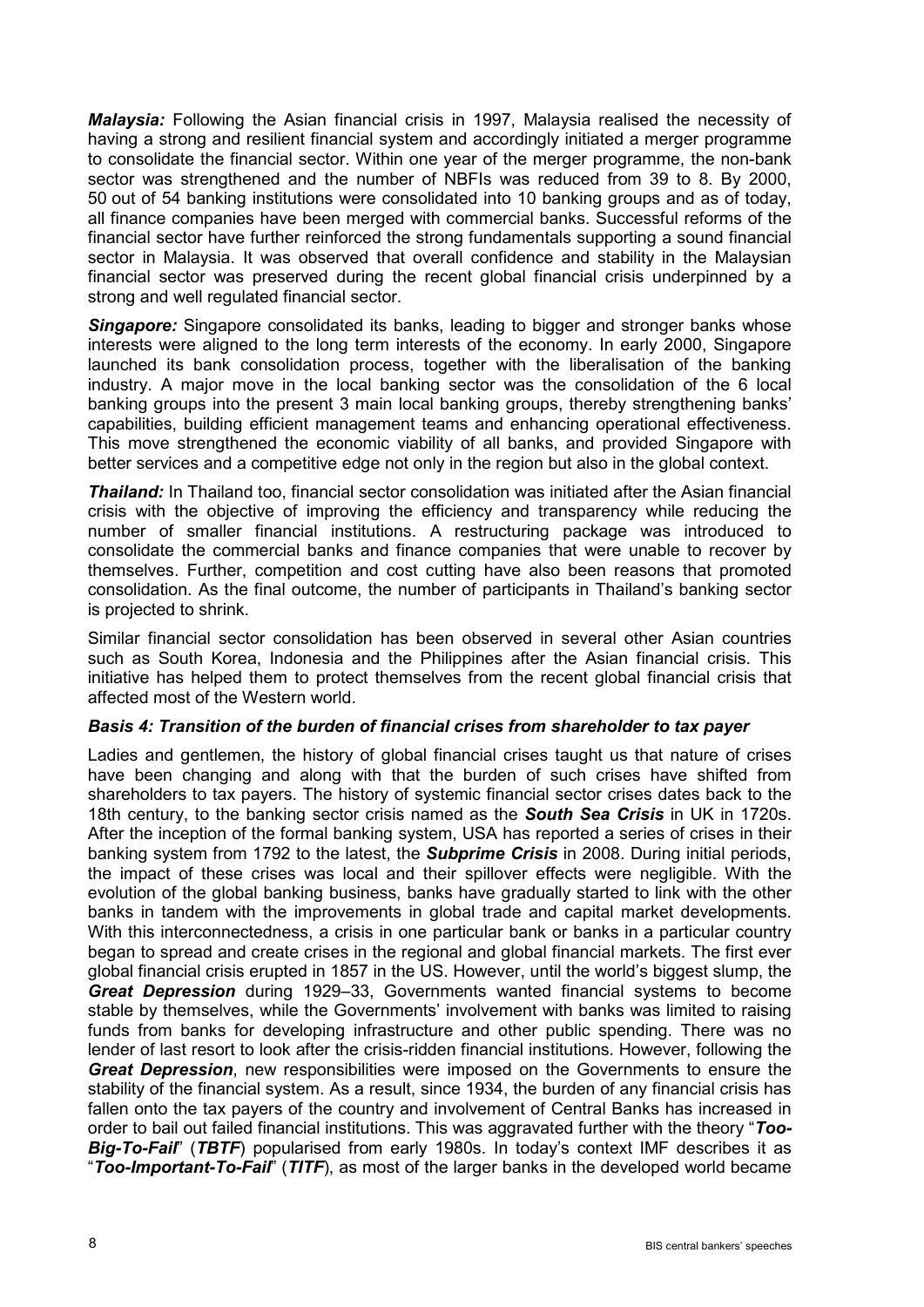***Malaysia:*** Following the Asian financial crisis in 1997, Malaysia realised the necessity of having a strong and resilient financial system and accordingly initiated a merger programme to consolidate the financial sector. Within one year of the merger programme, the non-bank sector was strengthened and the number of NBFIs was reduced from 39 to 8. By 2000, 50 out of 54 banking institutions were consolidated into 10 banking groups and as of today, all finance companies have been merged with commercial banks. Successful reforms of the financial sector have further reinforced the strong fundamentals supporting a sound financial sector in Malaysia. It was observed that overall confidence and stability in the Malaysian financial sector was preserved during the recent global financial crisis underpinned by a strong and well regulated financial sector.

***Singapore:*** Singapore consolidated its banks, leading to bigger and stronger banks whose interests were aligned to the long term interests of the economy. In early 2000, Singapore launched its bank consolidation process, together with the liberalisation of the banking industry. A major move in the local banking sector was the consolidation of the 6 local banking groups into the present 3 main local banking groups, thereby strengthening banks' capabilities, building efficient management teams and enhancing operational effectiveness. This move strengthened the economic viability of all banks, and provided Singapore with better services and a competitive edge not only in the region but also in the global context.

***Thailand:*** In Thailand too, financial sector consolidation was initiated after the Asian financial crisis with the objective of improving the efficiency and transparency while reducing the number of smaller financial institutions. A restructuring package was introduced to consolidate the commercial banks and finance companies that were unable to recover by themselves. Further, competition and cost cutting have also been reasons that promoted consolidation. As the final outcome, the number of participants in Thailand's banking sector is projected to shrink.

Similar financial sector consolidation has been observed in several other Asian countries such as South Korea, Indonesia and the Philippines after the Asian financial crisis. This initiative has helped them to protect themselves from the recent global financial crisis that affected most of the Western world.

### *Basis 4: Transition of the burden of financial crises from shareholder to tax payer*

Ladies and gentlemen, the history of global financial crises taught us that nature of crises have been changing and along with that the burden of such crises have shifted from shareholders to tax payers. The history of systemic financial sector crises dates back to the 18th century, to the banking sector crisis named as the ***South Sea Crisis*** in UK in 1720s. After the inception of the formal banking system, USA has reported a series of crises in their banking system from 1792 to the latest, the ***Subprime Crisis*** in 2008. During initial periods, the impact of these crises was local and their spillover effects were negligible. With the evolution of the global banking business, banks have gradually started to link with the other banks in tandem with the improvements in global trade and capital market developments. With this interconnectedness, a crisis in one particular bank or banks in a particular country began to spread and create crises in the regional and global financial markets. The first ever global financial crisis erupted in 1857 in the US. However, until the world's biggest slump, the ***Great Depression*** during 1929–33, Governments wanted financial systems to become stable by themselves, while the Governments' involvement with banks was limited to raising funds from banks for developing infrastructure and other public spending. There was no lender of last resort to look after the crisis-ridden financial institutions. However, following the ***Great Depression***, new responsibilities were imposed on the Governments to ensure the stability of the financial system. As a result, since 1934, the burden of any financial crisis has fallen onto the tax payers of the country and involvement of Central Banks has increased in order to bail out failed financial institutions. This was aggravated further with the theory "***Too-Big-To-Fail***" (***TBTF***) popularised from early 1980s. In today's context IMF describes it as "***Too-Important-To-Fail***" (***TITF***), as most of the larger banks in the developed world became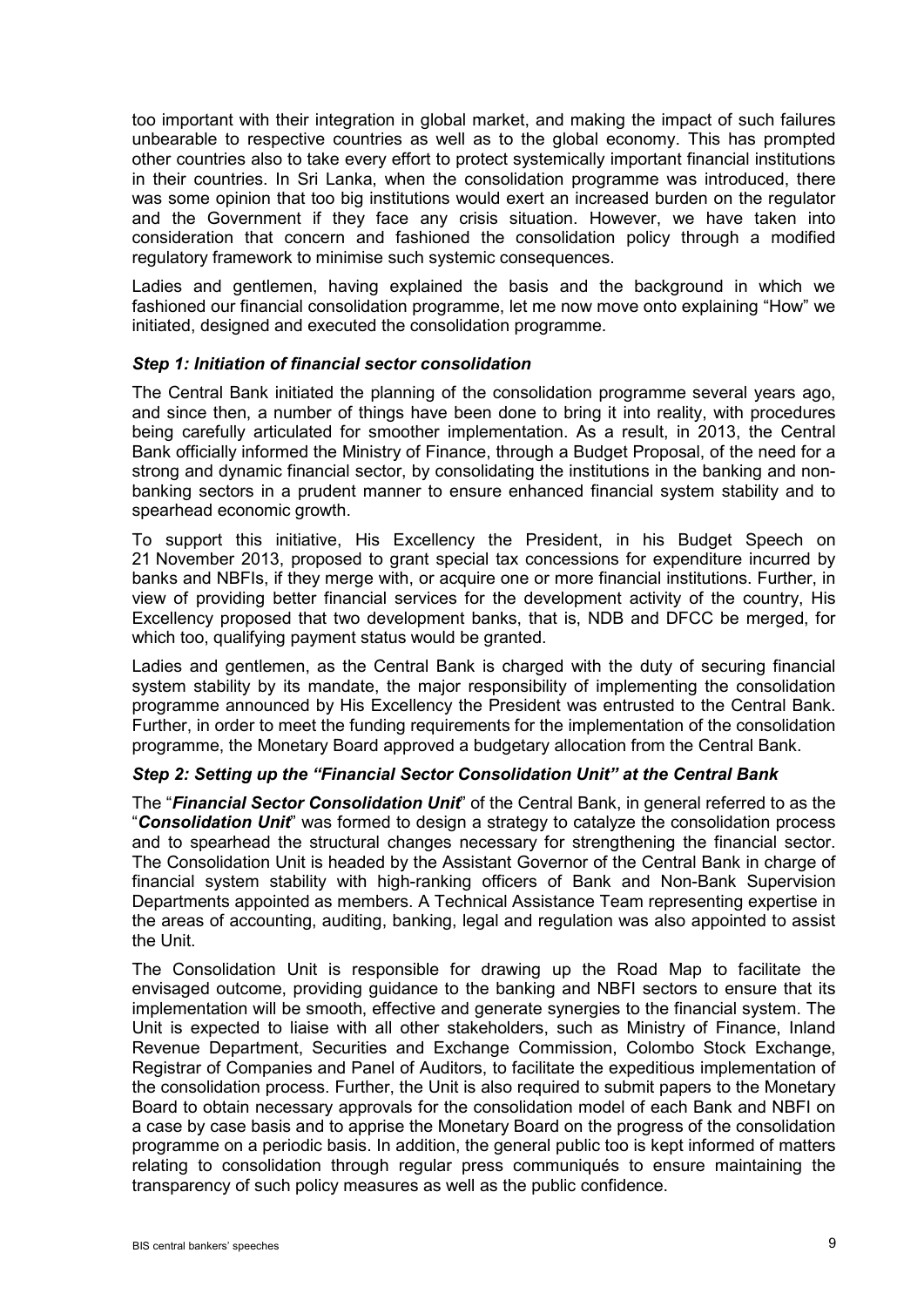too important with their integration in global market, and making the impact of such failures unbearable to respective countries as well as to the global economy. This has prompted other countries also to take every effort to protect systemically important financial institutions in their countries. In Sri Lanka, when the consolidation programme was introduced, there was some opinion that too big institutions would exert an increased burden on the regulator and the Government if they face any crisis situation. However, we have taken into consideration that concern and fashioned the consolidation policy through a modified regulatory framework to minimise such systemic consequences.

Ladies and gentlemen, having explained the basis and the background in which we fashioned our financial consolidation programme, let me now move onto explaining "How" we initiated, designed and executed the consolidation programme.

### *Step 1: Initiation of financial sector consolidation*

The Central Bank initiated the planning of the consolidation programme several years ago, and since then, a number of things have been done to bring it into reality, with procedures being carefully articulated for smoother implementation. As a result, in 2013, the Central Bank officially informed the Ministry of Finance, through a Budget Proposal, of the need for a strong and dynamic financial sector, by consolidating the institutions in the banking and non-banking sectors in a prudent manner to ensure enhanced financial system stability and to spearhead economic growth.

To support this initiative, His Excellency the President, in his Budget Speech on 21 November 2013, proposed to grant special tax concessions for expenditure incurred by banks and NBFIs, if they merge with, or acquire one or more financial institutions. Further, in view of providing better financial services for the development activity of the country, His Excellency proposed that two development banks, that is, NDB and DFCC be merged, for which too, qualifying payment status would be granted.

Ladies and gentlemen, as the Central Bank is charged with the duty of securing financial system stability by its mandate, the major responsibility of implementing the consolidation programme announced by His Excellency the President was entrusted to the Central Bank. Further, in order to meet the funding requirements for the implementation of the consolidation programme, the Monetary Board approved a budgetary allocation from the Central Bank.

### *Step 2: Setting up the "Financial Sector Consolidation Unit" at the Central Bank*

The "***Financial Sector Consolidation Unit***" of the Central Bank, in general referred to as the "***Consolidation Unit***" was formed to design a strategy to catalyze the consolidation process and to spearhead the structural changes necessary for strengthening the financial sector. The Consolidation Unit is headed by the Assistant Governor of the Central Bank in charge of financial system stability with high-ranking officers of Bank and Non-Bank Supervision Departments appointed as members. A Technical Assistance Team representing expertise in the areas of accounting, auditing, banking, legal and regulation was also appointed to assist the Unit.

The Consolidation Unit is responsible for drawing up the Road Map to facilitate the envisaged outcome, providing guidance to the banking and NBFI sectors to ensure that its implementation will be smooth, effective and generate synergies to the financial system. The Unit is expected to liaise with all other stakeholders, such as Ministry of Finance, Inland Revenue Department, Securities and Exchange Commission, Colombo Stock Exchange, Registrar of Companies and Panel of Auditors, to facilitate the expeditious implementation of the consolidation process. Further, the Unit is also required to submit papers to the Monetary Board to obtain necessary approvals for the consolidation model of each Bank and NBFI on a case by case basis and to apprise the Monetary Board on the progress of the consolidation programme on a periodic basis. In addition, the general public too is kept informed of matters relating to consolidation through regular press communiqués to ensure maintaining the transparency of such policy measures as well as the public confidence.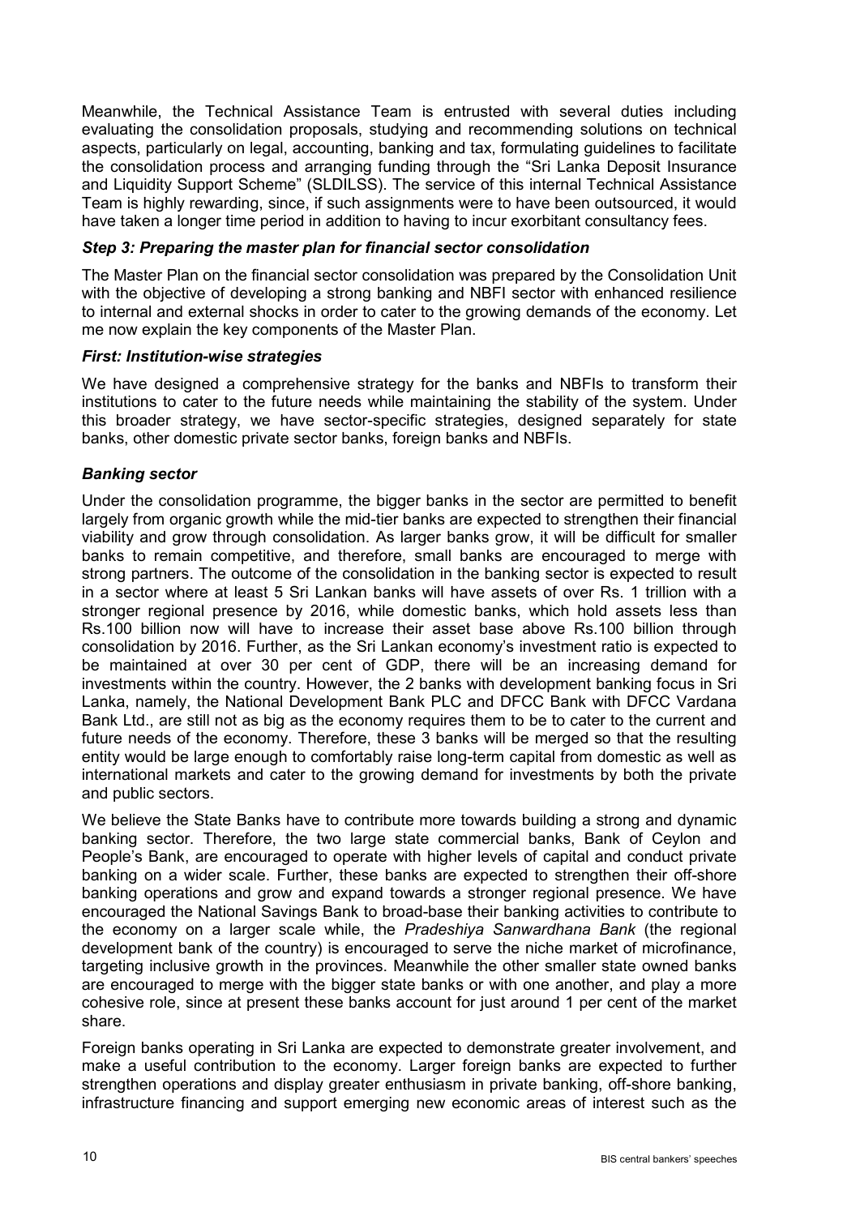Meanwhile, the Technical Assistance Team is entrusted with several duties including evaluating the consolidation proposals, studying and recommending solutions on technical aspects, particularly on legal, accounting, banking and tax, formulating guidelines to facilitate the consolidation process and arranging funding through the "Sri Lanka Deposit Insurance and Liquidity Support Scheme" (SLDILSS). The service of this internal Technical Assistance Team is highly rewarding, since, if such assignments were to have been outsourced, it would have taken a longer time period in addition to having to incur exorbitant consultancy fees.

### *Step 3: Preparing the master plan for financial sector consolidation*

The Master Plan on the financial sector consolidation was prepared by the Consolidation Unit with the objective of developing a strong banking and NBFI sector with enhanced resilience to internal and external shocks in order to cater to the growing demands of the economy. Let me now explain the key components of the Master Plan.

### *First: Institution-wise strategies*

We have designed a comprehensive strategy for the banks and NBFIs to transform their institutions to cater to the future needs while maintaining the stability of the system. Under this broader strategy, we have sector-specific strategies, designed separately for state banks, other domestic private sector banks, foreign banks and NBFIs.

### *Banking sector*

Under the consolidation programme, the bigger banks in the sector are permitted to benefit largely from organic growth while the mid-tier banks are expected to strengthen their financial viability and grow through consolidation. As larger banks grow, it will be difficult for smaller banks to remain competitive, and therefore, small banks are encouraged to merge with strong partners. The outcome of the consolidation in the banking sector is expected to result in a sector where at least 5 Sri Lankan banks will have assets of over Rs. 1 trillion with a stronger regional presence by 2016, while domestic banks, which hold assets less than Rs.100 billion now will have to increase their asset base above Rs.100 billion through consolidation by 2016. Further, as the Sri Lankan economy's investment ratio is expected to be maintained at over 30 per cent of GDP, there will be an increasing demand for investments within the country. However, the 2 banks with development banking focus in Sri Lanka, namely, the National Development Bank PLC and DFCC Bank with DFCC Vardana Bank Ltd., are still not as big as the economy requires them to be to cater to the current and future needs of the economy. Therefore, these 3 banks will be merged so that the resulting entity would be large enough to comfortably raise long-term capital from domestic as well as international markets and cater to the growing demand for investments by both the private and public sectors.

We believe the State Banks have to contribute more towards building a strong and dynamic banking sector. Therefore, the two large state commercial banks, Bank of Ceylon and People's Bank, are encouraged to operate with higher levels of capital and conduct private banking on a wider scale. Further, these banks are expected to strengthen their off-shore banking operations and grow and expand towards a stronger regional presence. We have encouraged the National Savings Bank to broad-base their banking activities to contribute to the economy on a larger scale while, the *Pradeshiya Sanwardhana Bank* (the regional development bank of the country) is encouraged to serve the niche market of microfinance, targeting inclusive growth in the provinces. Meanwhile the other smaller state owned banks are encouraged to merge with the bigger state banks or with one another, and play a more cohesive role, since at present these banks account for just around 1 per cent of the market share.

Foreign banks operating in Sri Lanka are expected to demonstrate greater involvement, and make a useful contribution to the economy. Larger foreign banks are expected to further strengthen operations and display greater enthusiasm in private banking, off-shore banking, infrastructure financing and support emerging new economic areas of interest such as the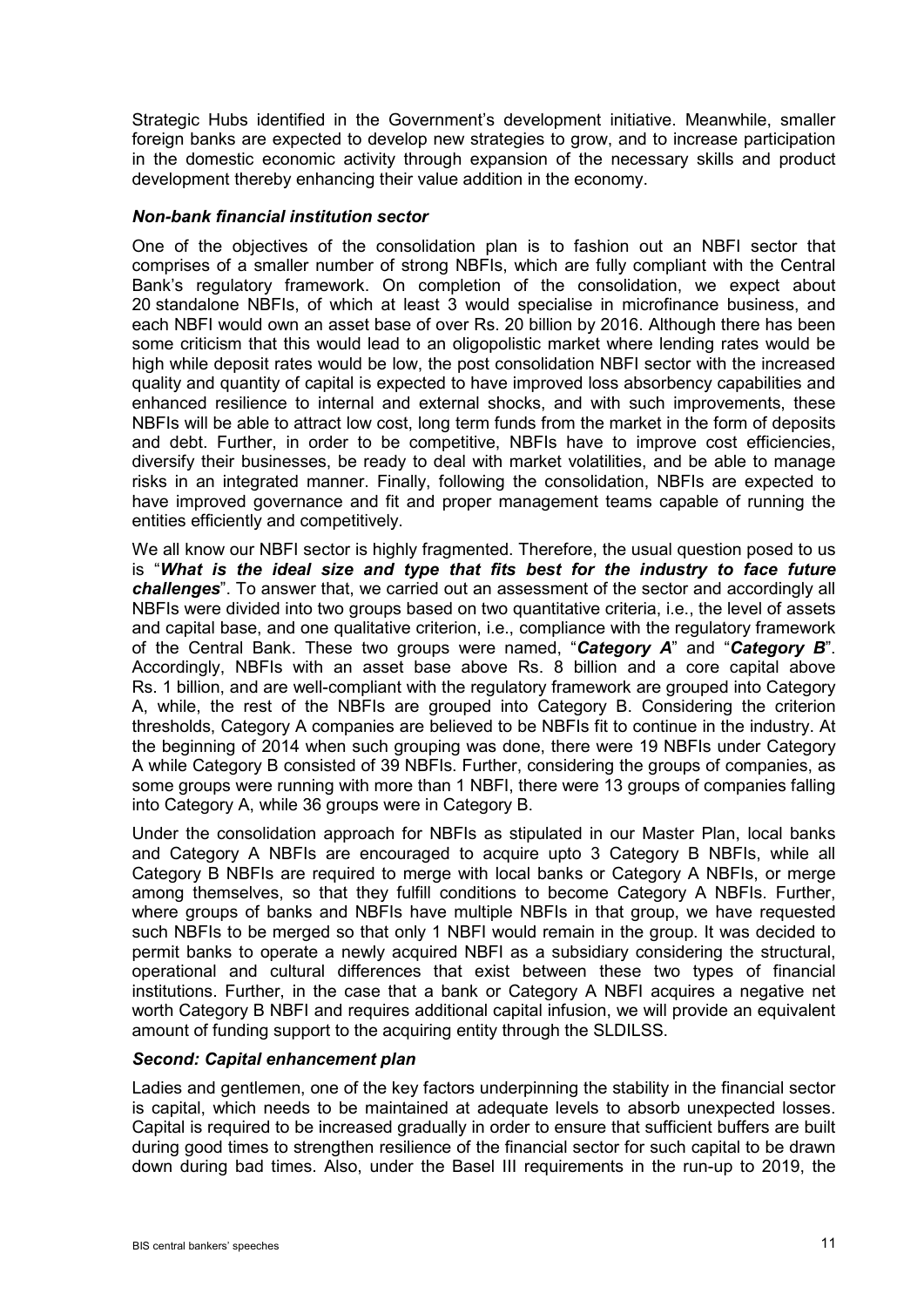Strategic Hubs identified in the Government's development initiative. Meanwhile, smaller foreign banks are expected to develop new strategies to grow, and to increase participation in the domestic economic activity through expansion of the necessary skills and product development thereby enhancing their value addition in the economy.

### *Non-bank financial institution sector*

One of the objectives of the consolidation plan is to fashion out an NBFI sector that comprises of a smaller number of strong NBFIs, which are fully compliant with the Central Bank's regulatory framework. On completion of the consolidation, we expect about 20 standalone NBFIs, of which at least 3 would specialise in microfinance business, and each NBFI would own an asset base of over Rs. 20 billion by 2016. Although there has been some criticism that this would lead to an oligopolistic market where lending rates would be high while deposit rates would be low, the post consolidation NBFI sector with the increased quality and quantity of capital is expected to have improved loss absorbency capabilities and enhanced resilience to internal and external shocks, and with such improvements, these NBFIs will be able to attract low cost, long term funds from the market in the form of deposits and debt. Further, in order to be competitive, NBFIs have to improve cost efficiencies, diversify their businesses, be ready to deal with market volatilities, and be able to manage risks in an integrated manner. Finally, following the consolidation, NBFIs are expected to have improved governance and fit and proper management teams capable of running the entities efficiently and competitively.

We all know our NBFI sector is highly fragmented. Therefore, the usual question posed to us is "***What is the ideal size and type that fits best for the industry to face future challenges***". To answer that, we carried out an assessment of the sector and accordingly all NBFIs were divided into two groups based on two quantitative criteria, i.e., the level of assets and capital base, and one qualitative criterion, i.e., compliance with the regulatory framework of the Central Bank. These two groups were named, "***Category A***" and "***Category B***". Accordingly, NBFIs with an asset base above Rs. 8 billion and a core capital above Rs. 1 billion, and are well-compliant with the regulatory framework are grouped into Category A, while, the rest of the NBFIs are grouped into Category B. Considering the criterion thresholds, Category A companies are believed to be NBFIs fit to continue in the industry. At the beginning of 2014 when such grouping was done, there were 19 NBFIs under Category A while Category B consisted of 39 NBFIs. Further, considering the groups of companies, as some groups were running with more than 1 NBFI, there were 13 groups of companies falling into Category A, while 36 groups were in Category B.

Under the consolidation approach for NBFIs as stipulated in our Master Plan, local banks and Category A NBFIs are encouraged to acquire upto 3 Category B NBFIs, while all Category B NBFIs are required to merge with local banks or Category A NBFIs, or merge among themselves, so that they fulfill conditions to become Category A NBFIs. Further, where groups of banks and NBFIs have multiple NBFIs in that group, we have requested such NBFIs to be merged so that only 1 NBFI would remain in the group. It was decided to permit banks to operate a newly acquired NBFI as a subsidiary considering the structural, operational and cultural differences that exist between these two types of financial institutions. Further, in the case that a bank or Category A NBFI acquires a negative net worth Category B NBFI and requires additional capital infusion, we will provide an equivalent amount of funding support to the acquiring entity through the SLDILSS.

### *Second: Capital enhancement plan*

Ladies and gentlemen, one of the key factors underpinning the stability in the financial sector is capital, which needs to be maintained at adequate levels to absorb unexpected losses. Capital is required to be increased gradually in order to ensure that sufficient buffers are built during good times to strengthen resilience of the financial sector for such capital to be drawn down during bad times. Also, under the Basel III requirements in the run-up to 2019, the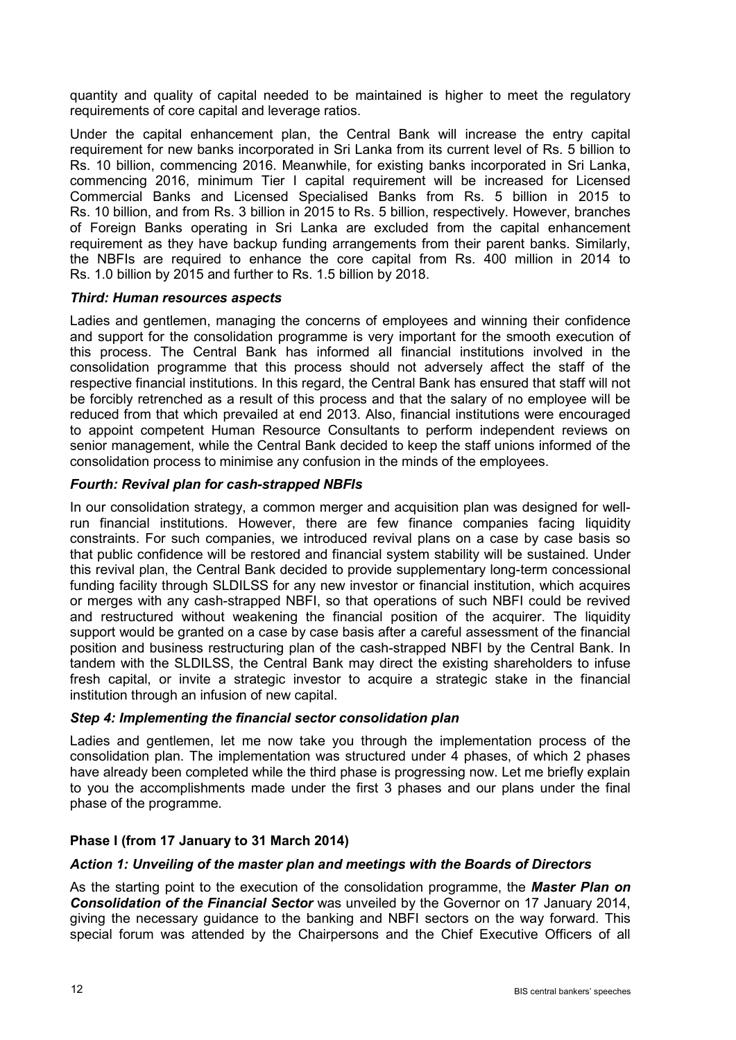quantity and quality of capital needed to be maintained is higher to meet the regulatory requirements of core capital and leverage ratios.

Under the capital enhancement plan, the Central Bank will increase the entry capital requirement for new banks incorporated in Sri Lanka from its current level of Rs. 5 billion to Rs. 10 billion, commencing 2016. Meanwhile, for existing banks incorporated in Sri Lanka, commencing 2016, minimum Tier I capital requirement will be increased for Licensed Commercial Banks and Licensed Specialised Banks from Rs. 5 billion in 2015 to Rs. 10 billion, and from Rs. 3 billion in 2015 to Rs. 5 billion, respectively. However, branches of Foreign Banks operating in Sri Lanka are excluded from the capital enhancement requirement as they have backup funding arrangements from their parent banks. Similarly, the NBFIs are required to enhance the core capital from Rs. 400 million in 2014 to Rs. 1.0 billion by 2015 and further to Rs. 1.5 billion by 2018.

***Third: Human resources aspects***

Ladies and gentlemen, managing the concerns of employees and winning their confidence and support for the consolidation programme is very important for the smooth execution of this process. The Central Bank has informed all financial institutions involved in the consolidation programme that this process should not adversely affect the staff of the respective financial institutions. In this regard, the Central Bank has ensured that staff will not be forcibly retrenched as a result of this process and that the salary of no employee will be reduced from that which prevailed at end 2013. Also, financial institutions were encouraged to appoint competent Human Resource Consultants to perform independent reviews on senior management, while the Central Bank decided to keep the staff unions informed of the consolidation process to minimise any confusion in the minds of the employees.

***Fourth: Revival plan for cash-strapped NBFIs***

In our consolidation strategy, a common merger and acquisition plan was designed for well-run financial institutions. However, there are few finance companies facing liquidity constraints. For such companies, we introduced revival plans on a case by case basis so that public confidence will be restored and financial system stability will be sustained. Under this revival plan, the Central Bank decided to provide supplementary long-term concessional funding facility through SLDILSS for any new investor or financial institution, which acquires or merges with any cash-strapped NBFI, so that operations of such NBFI could be revived and restructured without weakening the financial position of the acquirer. The liquidity support would be granted on a case by case basis after a careful assessment of the financial position and business restructuring plan of the cash-strapped NBFI by the Central Bank. In tandem with the SLDILSS, the Central Bank may direct the existing shareholders to infuse fresh capital, or invite a strategic investor to acquire a strategic stake in the financial institution through an infusion of new capital.

***Step 4: Implementing the financial sector consolidation plan***

Ladies and gentlemen, let me now take you through the implementation process of the consolidation plan. The implementation was structured under 4 phases, of which 2 phases have already been completed while the third phase is progressing now. Let me briefly explain to you the accomplishments made under the first 3 phases and our plans under the final phase of the programme.

**Phase I (from 17 January to 31 March 2014)**

***Action 1: Unveiling of the master plan and meetings with the Boards of Directors***

As the starting point to the execution of the consolidation programme, the ***Master Plan on Consolidation of the Financial Sector*** was unveiled by the Governor on 17 January 2014, giving the necessary guidance to the banking and NBFI sectors on the way forward. This special forum was attended by the Chairpersons and the Chief Executive Officers of all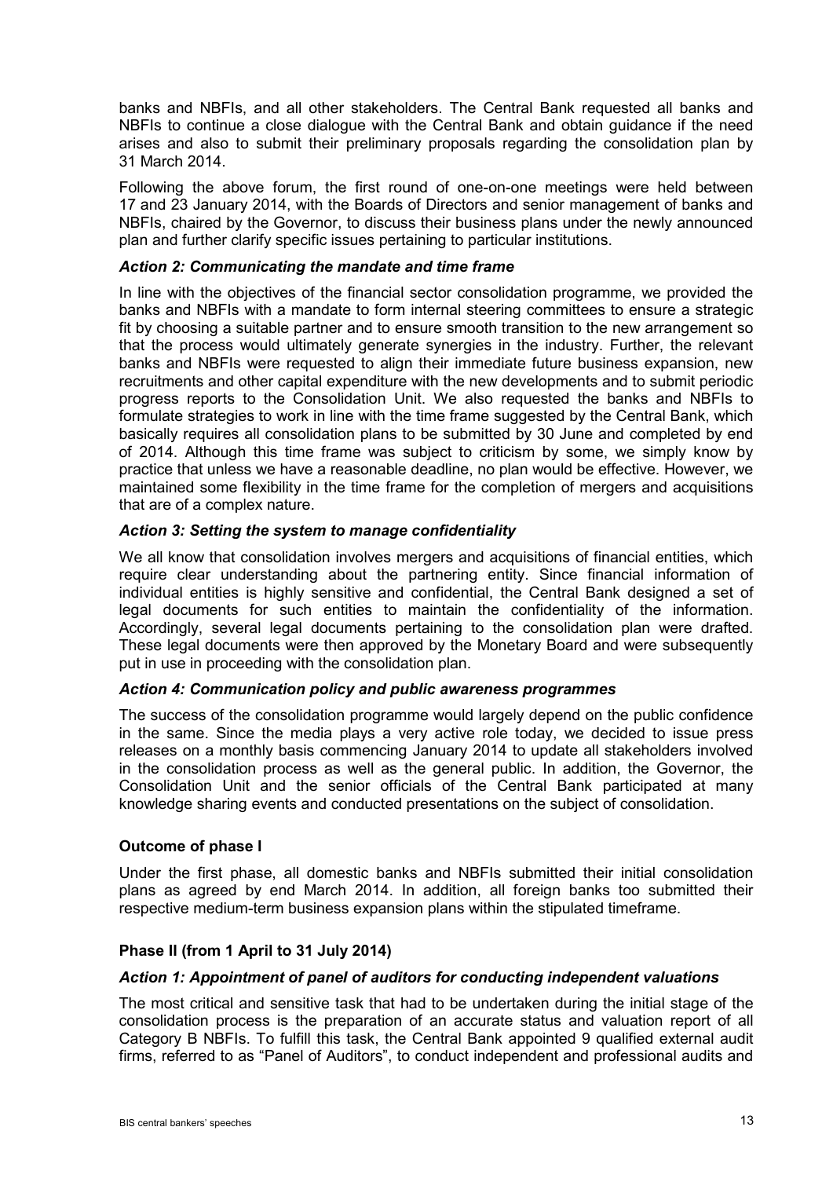banks and NBFIs, and all other stakeholders. The Central Bank requested all banks and NBFIs to continue a close dialogue with the Central Bank and obtain guidance if the need arises and also to submit their preliminary proposals regarding the consolidation plan by 31 March 2014.

Following the above forum, the first round of one-on-one meetings were held between 17 and 23 January 2014, with the Boards of Directors and senior management of banks and NBFIs, chaired by the Governor, to discuss their business plans under the newly announced plan and further clarify specific issues pertaining to particular institutions.

***Action 2: Communicating the mandate and time frame***

In line with the objectives of the financial sector consolidation programme, we provided the banks and NBFIs with a mandate to form internal steering committees to ensure a strategic fit by choosing a suitable partner and to ensure smooth transition to the new arrangement so that the process would ultimately generate synergies in the industry. Further, the relevant banks and NBFIs were requested to align their immediate future business expansion, new recruitments and other capital expenditure with the new developments and to submit periodic progress reports to the Consolidation Unit. We also requested the banks and NBFIs to formulate strategies to work in line with the time frame suggested by the Central Bank, which basically requires all consolidation plans to be submitted by 30 June and completed by end of 2014. Although this time frame was subject to criticism by some, we simply know by practice that unless we have a reasonable deadline, no plan would be effective. However, we maintained some flexibility in the time frame for the completion of mergers and acquisitions that are of a complex nature.

***Action 3: Setting the system to manage confidentiality***

We all know that consolidation involves mergers and acquisitions of financial entities, which require clear understanding about the partnering entity. Since financial information of individual entities is highly sensitive and confidential, the Central Bank designed a set of legal documents for such entities to maintain the confidentiality of the information. Accordingly, several legal documents pertaining to the consolidation plan were drafted. These legal documents were then approved by the Monetary Board and were subsequently put in use in proceeding with the consolidation plan.

***Action 4: Communication policy and public awareness programmes***

The success of the consolidation programme would largely depend on the public confidence in the same. Since the media plays a very active role today, we decided to issue press releases on a monthly basis commencing January 2014 to update all stakeholders involved in the consolidation process as well as the general public. In addition, the Governor, the Consolidation Unit and the senior officials of the Central Bank participated at many knowledge sharing events and conducted presentations on the subject of consolidation.

**Outcome of phase I**

Under the first phase, all domestic banks and NBFIs submitted their initial consolidation plans as agreed by end March 2014. In addition, all foreign banks too submitted their respective medium-term business expansion plans within the stipulated timeframe.

**Phase II (from 1 April to 31 July 2014)**

***Action 1: Appointment of panel of auditors for conducting independent valuations***

The most critical and sensitive task that had to be undertaken during the initial stage of the consolidation process is the preparation of an accurate status and valuation report of all Category B NBFIs. To fulfill this task, the Central Bank appointed 9 qualified external audit firms, referred to as "Panel of Auditors", to conduct independent and professional audits and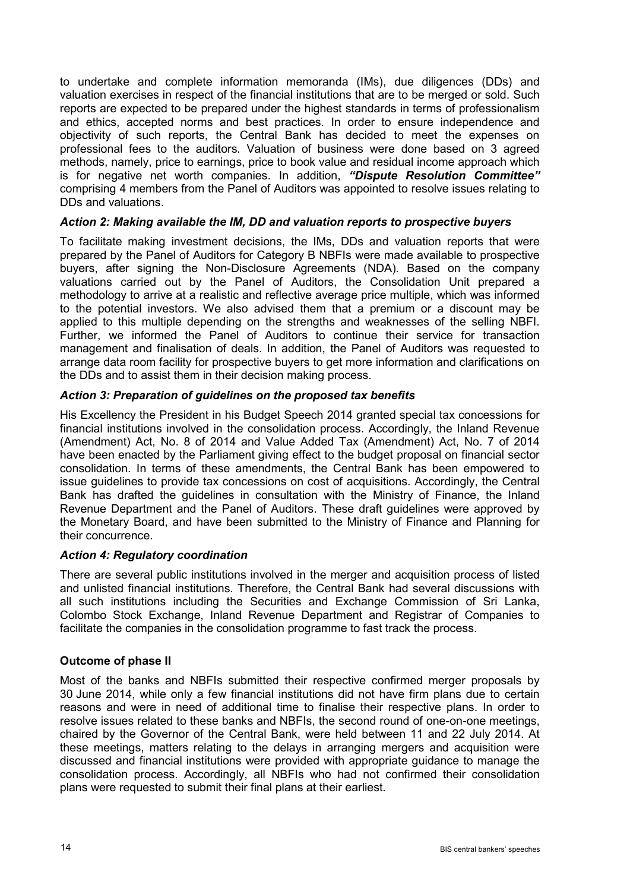to undertake and complete information memoranda (IMs), due diligences (DDs) and valuation exercises in respect of the financial institutions that are to be merged or sold. Such reports are expected to be prepared under the highest standards in terms of professionalism and ethics, accepted norms and best practices. In order to ensure independence and objectivity of such reports, the Central Bank has decided to meet the expenses on professional fees to the auditors. Valuation of business were done based on 3 agreed methods, namely, price to earnings, price to book value and residual income approach which is for negative net worth companies. In addition, ***"Dispute Resolution Committee"*** comprising 4 members from the Panel of Auditors was appointed to resolve issues relating to DDs and valuations.

### *Action 2: Making available the IM, DD and valuation reports to prospective buyers*

To facilitate making investment decisions, the IMs, DDs and valuation reports that were prepared by the Panel of Auditors for Category B NBFIs were made available to prospective buyers, after signing the Non-Disclosure Agreements (NDA). Based on the company valuations carried out by the Panel of Auditors, the Consolidation Unit prepared a methodology to arrive at a realistic and reflective average price multiple, which was informed to the potential investors. We also advised them that a premium or a discount may be applied to this multiple depending on the strengths and weaknesses of the selling NBFI. Further, we informed the Panel of Auditors to continue their service for transaction management and finalisation of deals. In addition, the Panel of Auditors was requested to arrange data room facility for prospective buyers to get more information and clarifications on the DDs and to assist them in their decision making process.

### *Action 3: Preparation of guidelines on the proposed tax benefits*

His Excellency the President in his Budget Speech 2014 granted special tax concessions for financial institutions involved in the consolidation process. Accordingly, the Inland Revenue (Amendment) Act, No. 8 of 2014 and Value Added Tax (Amendment) Act, No. 7 of 2014 have been enacted by the Parliament giving effect to the budget proposal on financial sector consolidation. In terms of these amendments, the Central Bank has been empowered to issue guidelines to provide tax concessions on cost of acquisitions. Accordingly, the Central Bank has drafted the guidelines in consultation with the Ministry of Finance, the Inland Revenue Department and the Panel of Auditors. These draft guidelines were approved by the Monetary Board, and have been submitted to the Ministry of Finance and Planning for their concurrence.

### *Action 4: Regulatory coordination*

There are several public institutions involved in the merger and acquisition process of listed and unlisted financial institutions. Therefore, the Central Bank had several discussions with all such institutions including the Securities and Exchange Commission of Sri Lanka, Colombo Stock Exchange, Inland Revenue Department and Registrar of Companies to facilitate the companies in the consolidation programme to fast track the process.

### **Outcome of phase II**

Most of the banks and NBFIs submitted their respective confirmed merger proposals by 30 June 2014, while only a few financial institutions did not have firm plans due to certain reasons and were in need of additional time to finalise their respective plans. In order to resolve issues related to these banks and NBFIs, the second round of one-on-one meetings, chaired by the Governor of the Central Bank, were held between 11 and 22 July 2014. At these meetings, matters relating to the delays in arranging mergers and acquisition were discussed and financial institutions were provided with appropriate guidance to manage the consolidation process. Accordingly, all NBFIs who had not confirmed their consolidation plans were requested to submit their final plans at their earliest.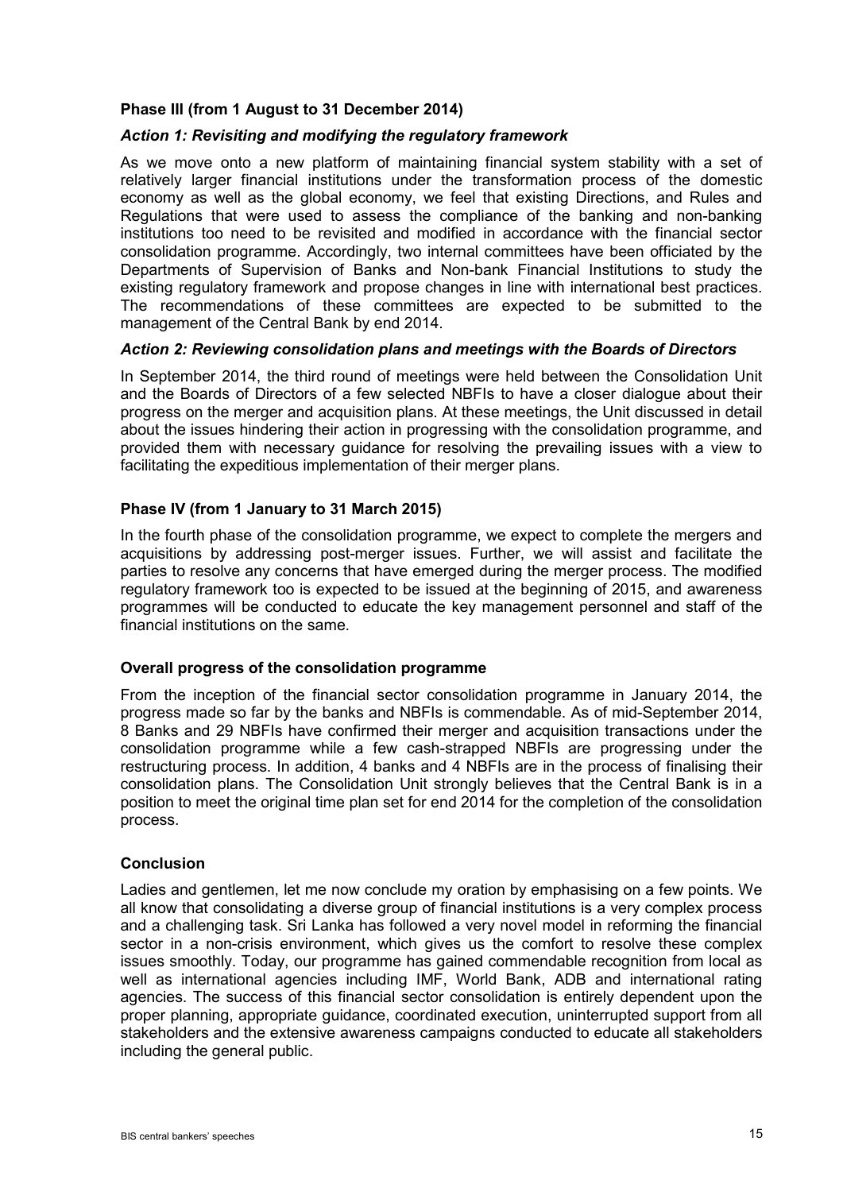### Phase III (from 1 August to 31 December 2014)

#### *Action 1: Revisiting and modifying the regulatory framework*

As we move onto a new platform of maintaining financial system stability with a set of relatively larger financial institutions under the transformation process of the domestic economy as well as the global economy, we feel that existing Directions, and Rules and Regulations that were used to assess the compliance of the banking and non-banking institutions too need to be revisited and modified in accordance with the financial sector consolidation programme. Accordingly, two internal committees have been officiated by the Departments of Supervision of Banks and Non-bank Financial Institutions to study the existing regulatory framework and propose changes in line with international best practices. The recommendations of these committees are expected to be submitted to the management of the Central Bank by end 2014.

#### *Action 2: Reviewing consolidation plans and meetings with the Boards of Directors*

In September 2014, the third round of meetings were held between the Consolidation Unit and the Boards of Directors of a few selected NBFIs to have a closer dialogue about their progress on the merger and acquisition plans. At these meetings, the Unit discussed in detail about the issues hindering their action in progressing with the consolidation programme, and provided them with necessary guidance for resolving the prevailing issues with a view to facilitating the expeditious implementation of their merger plans.

### Phase IV (from 1 January to 31 March 2015)

In the fourth phase of the consolidation programme, we expect to complete the mergers and acquisitions by addressing post-merger issues. Further, we will assist and facilitate the parties to resolve any concerns that have emerged during the merger process. The modified regulatory framework too is expected to be issued at the beginning of 2015, and awareness programmes will be conducted to educate the key management personnel and staff of the financial institutions on the same.

### Overall progress of the consolidation programme

From the inception of the financial sector consolidation programme in January 2014, the progress made so far by the banks and NBFIs is commendable. As of mid-September 2014, 8 Banks and 29 NBFIs have confirmed their merger and acquisition transactions under the consolidation programme while a few cash-strapped NBFIs are progressing under the restructuring process. In addition, 4 banks and 4 NBFIs are in the process of finalising their consolidation plans. The Consolidation Unit strongly believes that the Central Bank is in a position to meet the original time plan set for end 2014 for the completion of the consolidation process.

### Conclusion

Ladies and gentlemen, let me now conclude my oration by emphasising on a few points. We all know that consolidating a diverse group of financial institutions is a very complex process and a challenging task. Sri Lanka has followed a very novel model in reforming the financial sector in a non-crisis environment, which gives us the comfort to resolve these complex issues smoothly. Today, our programme has gained commendable recognition from local as well as international agencies including IMF, World Bank, ADB and international rating agencies. The success of this financial sector consolidation is entirely dependent upon the proper planning, appropriate guidance, coordinated execution, uninterrupted support from all stakeholders and the extensive awareness campaigns conducted to educate all stakeholders including the general public.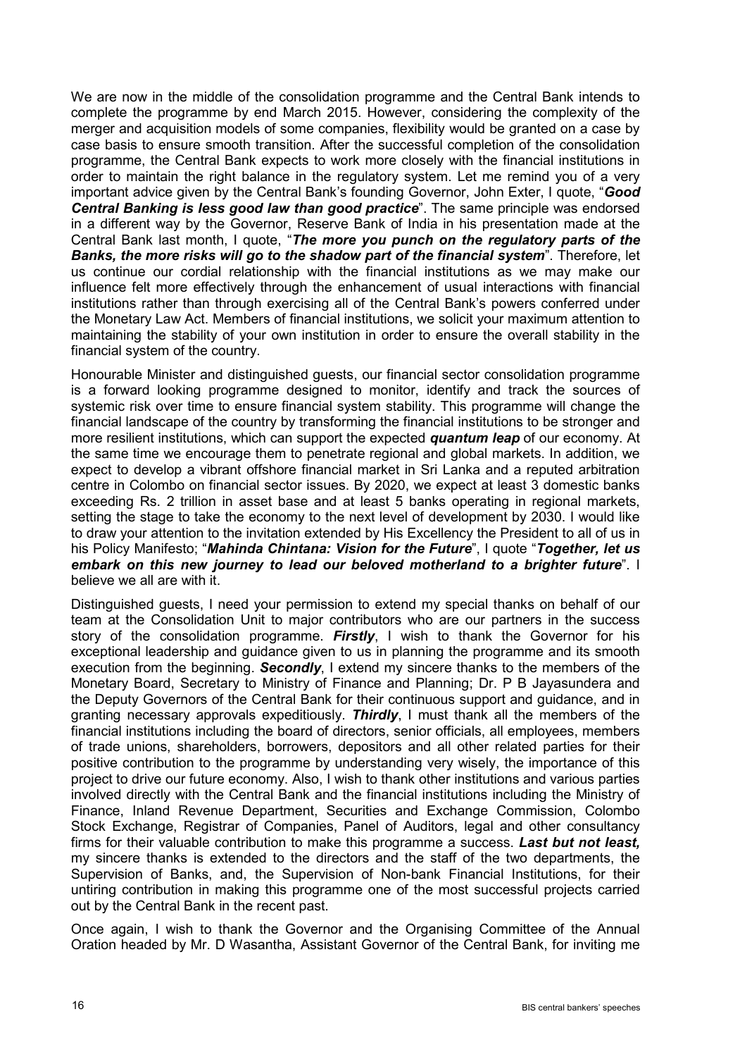We are now in the middle of the consolidation programme and the Central Bank intends to complete the programme by end March 2015. However, considering the complexity of the merger and acquisition models of some companies, flexibility would be granted on a case by case basis to ensure smooth transition. After the successful completion of the consolidation programme, the Central Bank expects to work more closely with the financial institutions in order to maintain the right balance in the regulatory system. Let me remind you of a very important advice given by the Central Bank's founding Governor, John Exter, I quote, "***Good Central Banking is less good law than good practice***". The same principle was endorsed in a different way by the Governor, Reserve Bank of India in his presentation made at the Central Bank last month, I quote, "***The more you punch on the regulatory parts of the Banks, the more risks will go to the shadow part of the financial system***". Therefore, let us continue our cordial relationship with the financial institutions as we may make our influence felt more effectively through the enhancement of usual interactions with financial institutions rather than through exercising all of the Central Bank's powers conferred under the Monetary Law Act. Members of financial institutions, we solicit your maximum attention to maintaining the stability of your own institution in order to ensure the overall stability in the financial system of the country.

Honourable Minister and distinguished guests, our financial sector consolidation programme is a forward looking programme designed to monitor, identify and track the sources of systemic risk over time to ensure financial system stability. This programme will change the financial landscape of the country by transforming the financial institutions to be stronger and more resilient institutions, which can support the expected ***quantum leap*** of our economy. At the same time we encourage them to penetrate regional and global markets. In addition, we expect to develop a vibrant offshore financial market in Sri Lanka and a reputed arbitration centre in Colombo on financial sector issues. By 2020, we expect at least 3 domestic banks exceeding Rs. 2 trillion in asset base and at least 5 banks operating in regional markets, setting the stage to take the economy to the next level of development by 2030. I would like to draw your attention to the invitation extended by His Excellency the President to all of us in his Policy Manifesto; "***Mahinda Chintana: Vision for the Future***", I quote "***Together, let us embark on this new journey to lead our beloved motherland to a brighter future***". I believe we all are with it.

Distinguished guests, I need your permission to extend my special thanks on behalf of our team at the Consolidation Unit to major contributors who are our partners in the success story of the consolidation programme. ***Firstly***, I wish to thank the Governor for his exceptional leadership and guidance given to us in planning the programme and its smooth execution from the beginning. ***Secondly***, I extend my sincere thanks to the members of the Monetary Board, Secretary to Ministry of Finance and Planning; Dr. P B Jayasundera and the Deputy Governors of the Central Bank for their continuous support and guidance, and in granting necessary approvals expeditiously. ***Thirdly***, I must thank all the members of the financial institutions including the board of directors, senior officials, all employees, members of trade unions, shareholders, borrowers, depositors and all other related parties for their positive contribution to the programme by understanding very wisely, the importance of this project to drive our future economy. Also, I wish to thank other institutions and various parties involved directly with the Central Bank and the financial institutions including the Ministry of Finance, Inland Revenue Department, Securities and Exchange Commission, Colombo Stock Exchange, Registrar of Companies, Panel of Auditors, legal and other consultancy firms for their valuable contribution to make this programme a success. ***Last but not least,*** my sincere thanks is extended to the directors and the staff of the two departments, the Supervision of Banks, and, the Supervision of Non-bank Financial Institutions, for their untiring contribution in making this programme one of the most successful projects carried out by the Central Bank in the recent past.

Once again, I wish to thank the Governor and the Organising Committee of the Annual Oration headed by Mr. D Wasantha, Assistant Governor of the Central Bank, for inviting me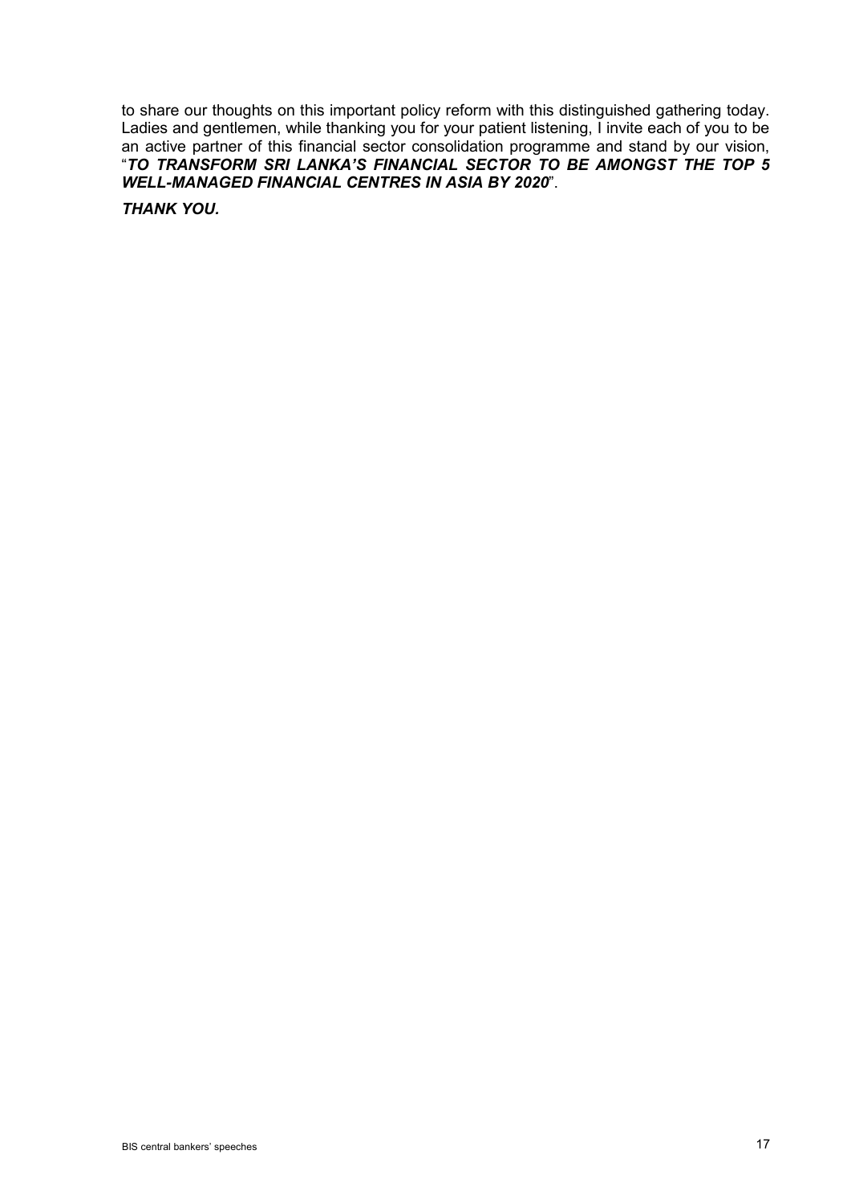to share our thoughts on this important policy reform with this distinguished gathering today. Ladies and gentlemen, while thanking you for your patient listening, I invite each of you to be an active partner of this financial sector consolidation programme and stand by our vision, "***TO TRANSFORM SRI LANKA'S FINANCIAL SECTOR TO BE AMONGST THE TOP 5 WELL-MANAGED FINANCIAL CENTRES IN ASIA BY 2020***".

***THANK YOU.***